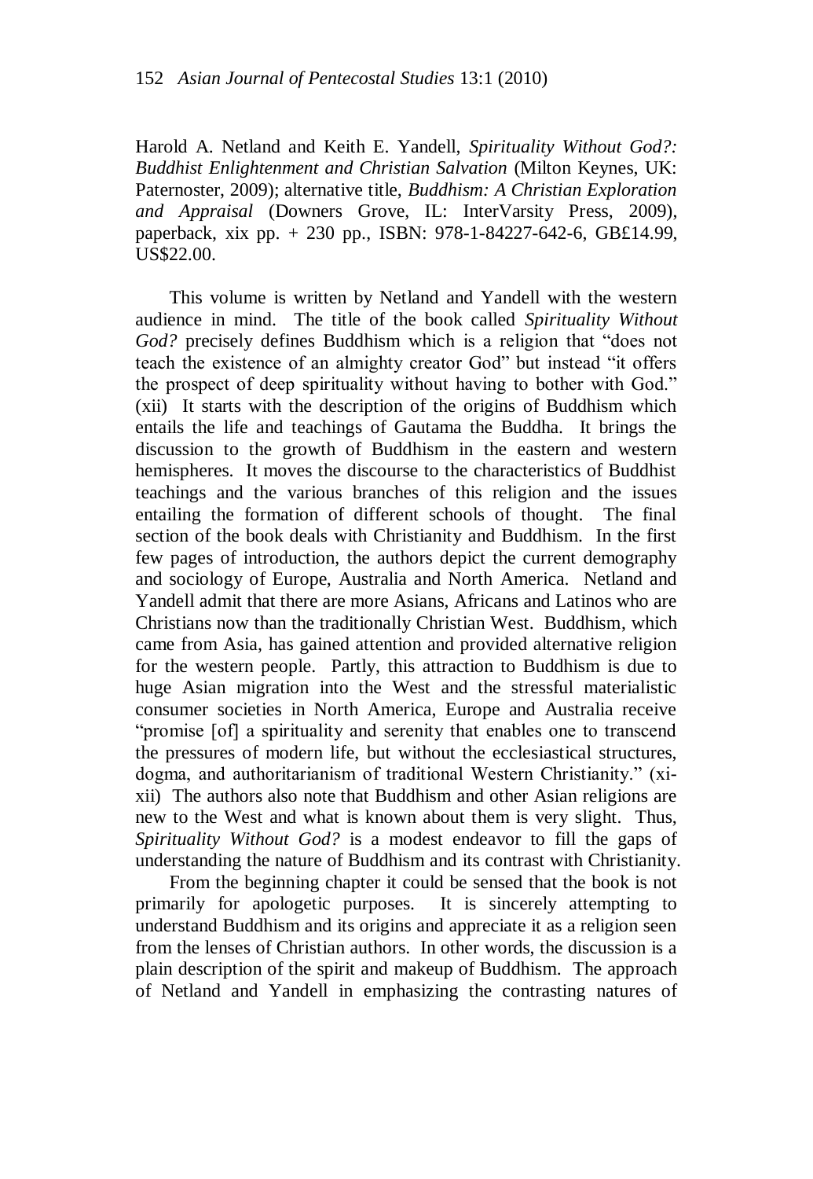Harold A. Netland and Keith E. Yandell, *Spirituality Without God?: Buddhist Enlightenment and Christian Salvation* (Milton Keynes, UK: Paternoster, 2009); alternative title, *Buddhism: A Christian Exploration and Appraisal* (Downers Grove, IL: InterVarsity Press, 2009), paperback, xix pp. + 230 pp., ISBN: 978-1-84227-642-6, GB£14.99, US$22.00.

This volume is written by Netland and Yandell with the western audience in mind. The title of the book called *Spirituality Without God?* precisely defines Buddhism which is a religion that "does not teach the existence of an almighty creator God" but instead "it offers the prospect of deep spirituality without having to bother with God." (xii) It starts with the description of the origins of Buddhism which entails the life and teachings of Gautama the Buddha. It brings the discussion to the growth of Buddhism in the eastern and western hemispheres. It moves the discourse to the characteristics of Buddhist teachings and the various branches of this religion and the issues entailing the formation of different schools of thought. The final section of the book deals with Christianity and Buddhism. In the first few pages of introduction, the authors depict the current demography and sociology of Europe, Australia and North America. Netland and Yandell admit that there are more Asians, Africans and Latinos who are Christians now than the traditionally Christian West. Buddhism, which came from Asia, has gained attention and provided alternative religion for the western people. Partly, this attraction to Buddhism is due to huge Asian migration into the West and the stressful materialistic consumer societies in North America, Europe and Australia receive "promise [of] a spirituality and serenity that enables one to transcend the pressures of modern life, but without the ecclesiastical structures, dogma, and authoritarianism of traditional Western Christianity." (xi-xii) The authors also note that Buddhism and other Asian religions are new to the West and what is known about them is very slight. Thus, *Spirituality Without God?* is a modest endeavor to fill the gaps of understanding the nature of Buddhism and its contrast with Christianity.

From the beginning chapter it could be sensed that the book is not primarily for apologetic purposes. It is sincerely attempting to understand Buddhism and its origins and appreciate it as a religion seen from the lenses of Christian authors. In other words, the discussion is a plain description of the spirit and makeup of Buddhism. The approach of Netland and Yandell in emphasizing the contrasting natures of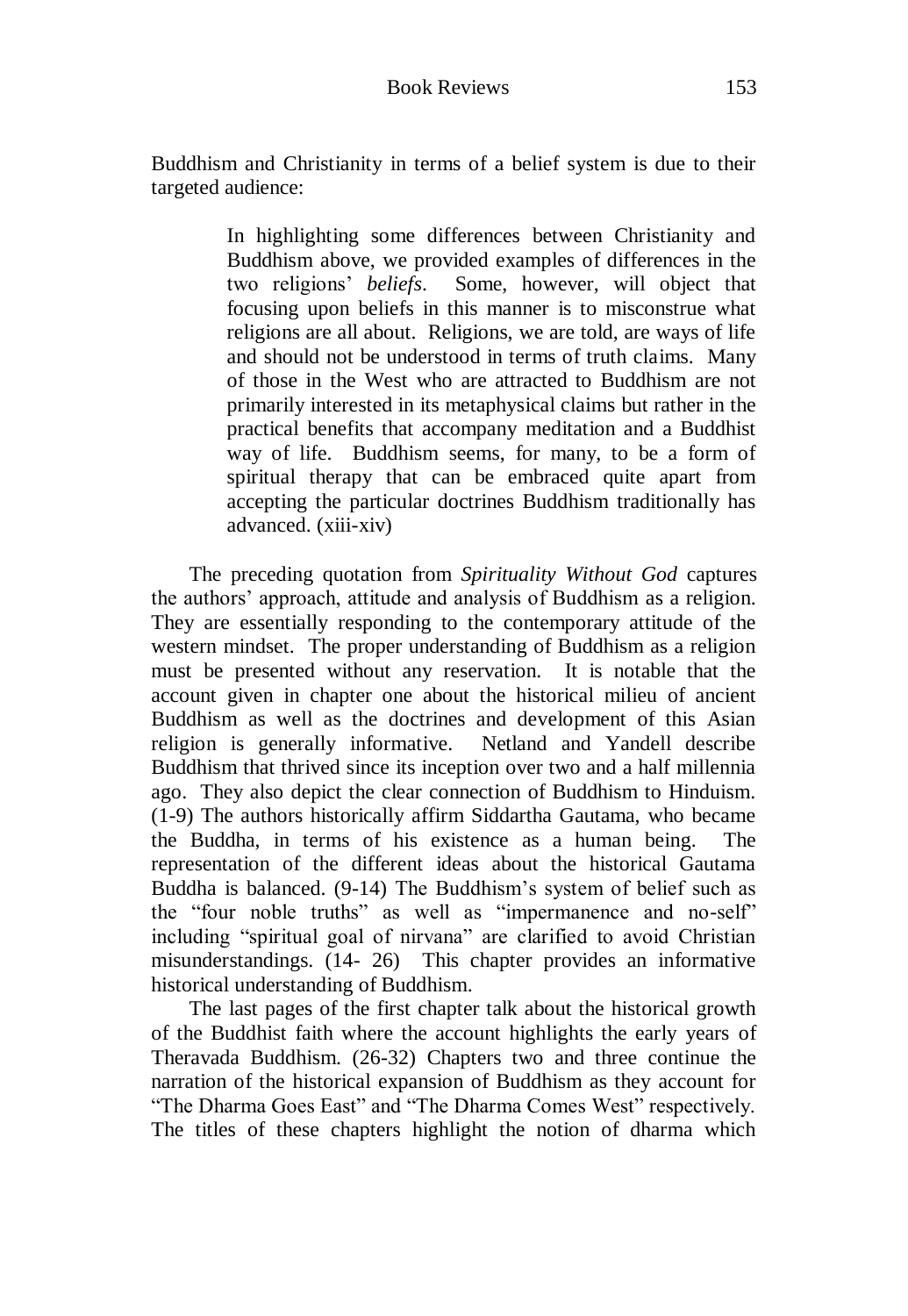Buddhism and Christianity in terms of a belief system is due to their targeted audience:

> In highlighting some differences between Christianity and Buddhism above, we provided examples of differences in the two religions' *beliefs*. Some, however, will object that focusing upon beliefs in this manner is to misconstrue what religions are all about. Religions, we are told, are ways of life and should not be understood in terms of truth claims. Many of those in the West who are attracted to Buddhism are not primarily interested in its metaphysical claims but rather in the practical benefits that accompany meditation and a Buddhist way of life. Buddhism seems, for many, to be a form of spiritual therapy that can be embraced quite apart from accepting the particular doctrines Buddhism traditionally has advanced. (xiii-xiv)

The preceding quotation from *Spirituality Without God* captures the authors' approach, attitude and analysis of Buddhism as a religion. They are essentially responding to the contemporary attitude of the western mindset. The proper understanding of Buddhism as a religion must be presented without any reservation. It is notable that the account given in chapter one about the historical milieu of ancient Buddhism as well as the doctrines and development of this Asian religion is generally informative. Netland and Yandell describe Buddhism that thrived since its inception over two and a half millennia ago. They also depict the clear connection of Buddhism to Hinduism. (1-9) The authors historically affirm Siddartha Gautama, who became the Buddha, in terms of his existence as a human being. The representation of the different ideas about the historical Gautama Buddha is balanced. (9-14) The Buddhism's system of belief such as the "four noble truths" as well as "impermanence and no-self" including "spiritual goal of nirvana" are clarified to avoid Christian misunderstandings. (14- 26) This chapter provides an informative historical understanding of Buddhism.

The last pages of the first chapter talk about the historical growth of the Buddhist faith where the account highlights the early years of Theravada Buddhism. (26-32) Chapters two and three continue the narration of the historical expansion of Buddhism as they account for "The Dharma Goes East" and "The Dharma Comes West" respectively. The titles of these chapters highlight the notion of dharma which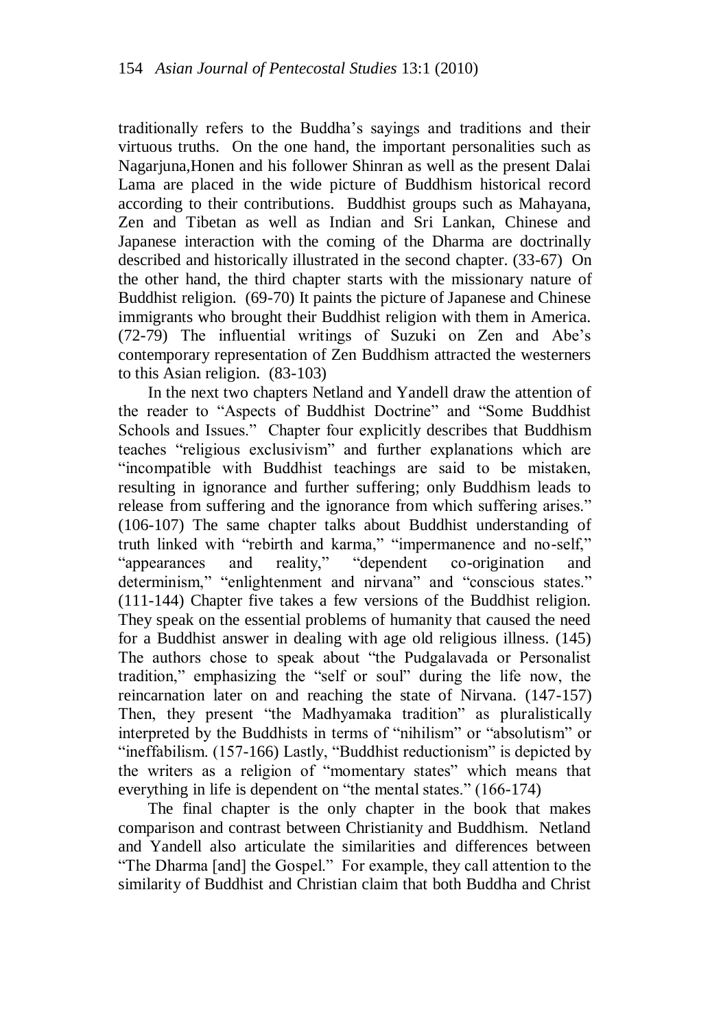traditionally refers to the Buddha's sayings and traditions and their virtuous truths. On the one hand, the important personalities such as Nagarjuna,Honen and his follower Shinran as well as the present Dalai Lama are placed in the wide picture of Buddhism historical record according to their contributions. Buddhist groups such as Mahayana, Zen and Tibetan as well as Indian and Sri Lankan, Chinese and Japanese interaction with the coming of the Dharma are doctrinally described and historically illustrated in the second chapter. (33-67) On the other hand, the third chapter starts with the missionary nature of Buddhist religion. (69-70) It paints the picture of Japanese and Chinese immigrants who brought their Buddhist religion with them in America. (72-79) The influential writings of Suzuki on Zen and Abe's contemporary representation of Zen Buddhism attracted the westerners to this Asian religion. (83-103)

In the next two chapters Netland and Yandell draw the attention of the reader to "Aspects of Buddhist Doctrine" and "Some Buddhist Schools and Issues." Chapter four explicitly describes that Buddhism teaches "religious exclusivism" and further explanations which are "incompatible with Buddhist teachings are said to be mistaken, resulting in ignorance and further suffering; only Buddhism leads to release from suffering and the ignorance from which suffering arises." (106-107) The same chapter talks about Buddhist understanding of truth linked with "rebirth and karma," "impermanence and no-self," "appearances and reality," "dependent co-origination and determinism," "enlightenment and nirvana" and "conscious states." (111-144) Chapter five takes a few versions of the Buddhist religion. They speak on the essential problems of humanity that caused the need for a Buddhist answer in dealing with age old religious illness. (145) The authors chose to speak about "the Pudgalavada or Personalist tradition," emphasizing the "self or soul" during the life now, the reincarnation later on and reaching the state of Nirvana. (147-157) Then, they present "the Madhyamaka tradition" as pluralistically interpreted by the Buddhists in terms of "nihilism" or "absolutism" or "ineffabilism. (157-166) Lastly, "Buddhist reductionism" is depicted by the writers as a religion of "momentary states" which means that everything in life is dependent on "the mental states." (166-174)

The final chapter is the only chapter in the book that makes comparison and contrast between Christianity and Buddhism. Netland and Yandell also articulate the similarities and differences between "The Dharma [and] the Gospel." For example, they call attention to the similarity of Buddhist and Christian claim that both Buddha and Christ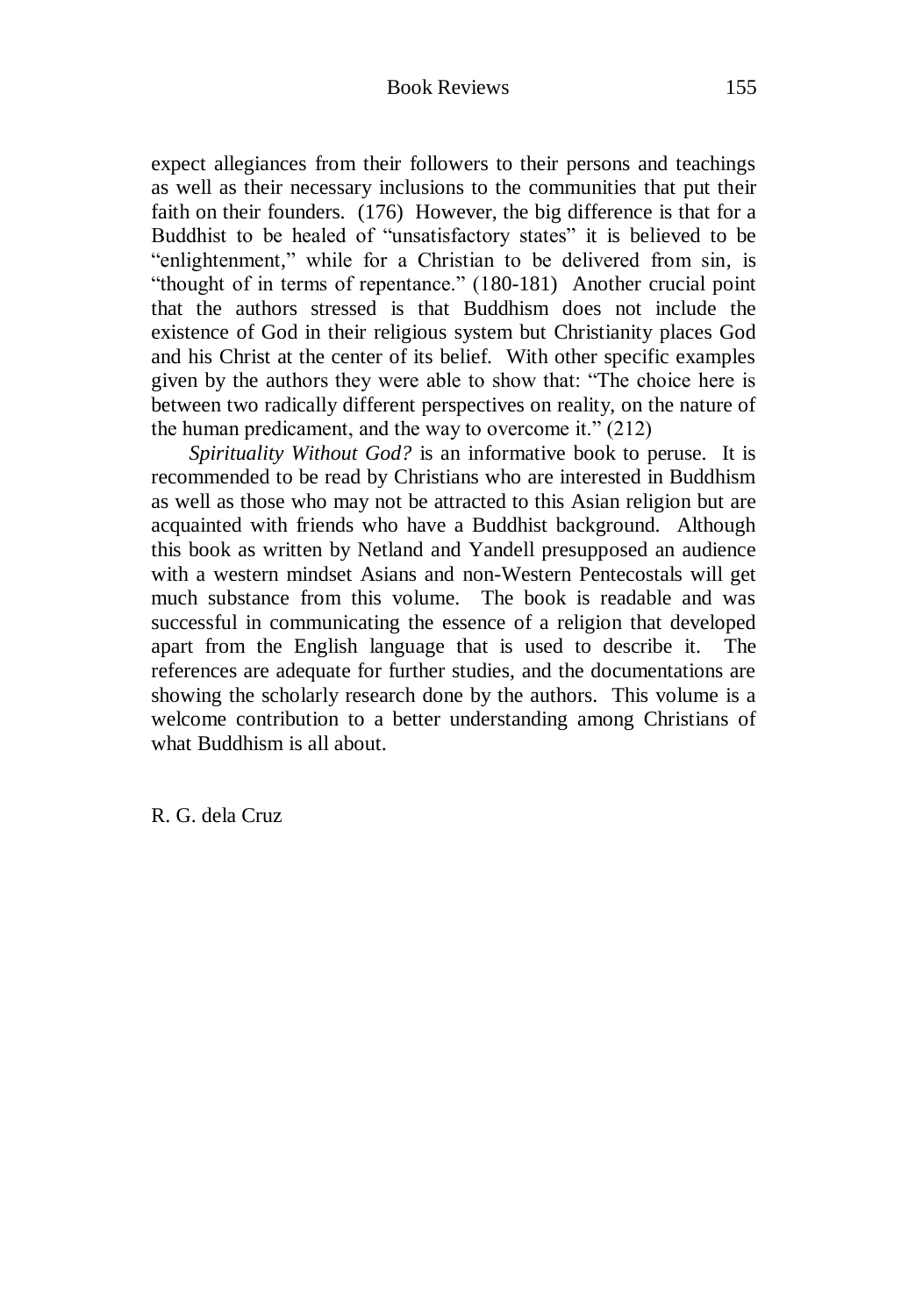expect allegiances from their followers to their persons and teachings as well as their necessary inclusions to the communities that put their faith on their founders. (176) However, the big difference is that for a Buddhist to be healed of "unsatisfactory states" it is believed to be "enlightenment," while for a Christian to be delivered from sin, is "thought of in terms of repentance." (180-181) Another crucial point that the authors stressed is that Buddhism does not include the existence of God in their religious system but Christianity places God and his Christ at the center of its belief. With other specific examples given by the authors they were able to show that: "The choice here is between two radically different perspectives on reality, on the nature of the human predicament, and the way to overcome it." (212)

*Spirituality Without God?* is an informative book to peruse. It is recommended to be read by Christians who are interested in Buddhism as well as those who may not be attracted to this Asian religion but are acquainted with friends who have a Buddhist background. Although this book as written by Netland and Yandell presupposed an audience with a western mindset Asians and non-Western Pentecostals will get much substance from this volume. The book is readable and was successful in communicating the essence of a religion that developed apart from the English language that is used to describe it. The references are adequate for further studies, and the documentations are showing the scholarly research done by the authors. This volume is a welcome contribution to a better understanding among Christians of what Buddhism is all about.

R. G. dela Cruz